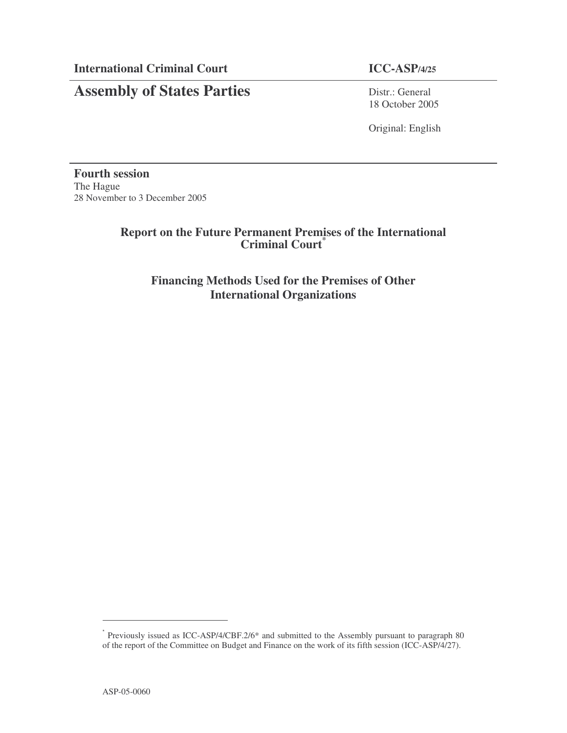**International Criminal Court** **ICC-ASP/4/25**

# Assembly of States Parties

Distr.: General
18 October 2005

Original: English

**Fourth session**
The Hague
28 November to 3 December 2005

## Report on the Future Permanent Premises of the International Criminal Court*

## Financing Methods Used for the Premises of Other International Organizations

---

* Previously issued as ICC-ASP/4/CBF.2/6* and submitted to the Assembly pursuant to paragraph 80 of the report of the Committee on Budget and Finance on the work of its fifth session (ICC-ASP/4/27).

ASP-05-0060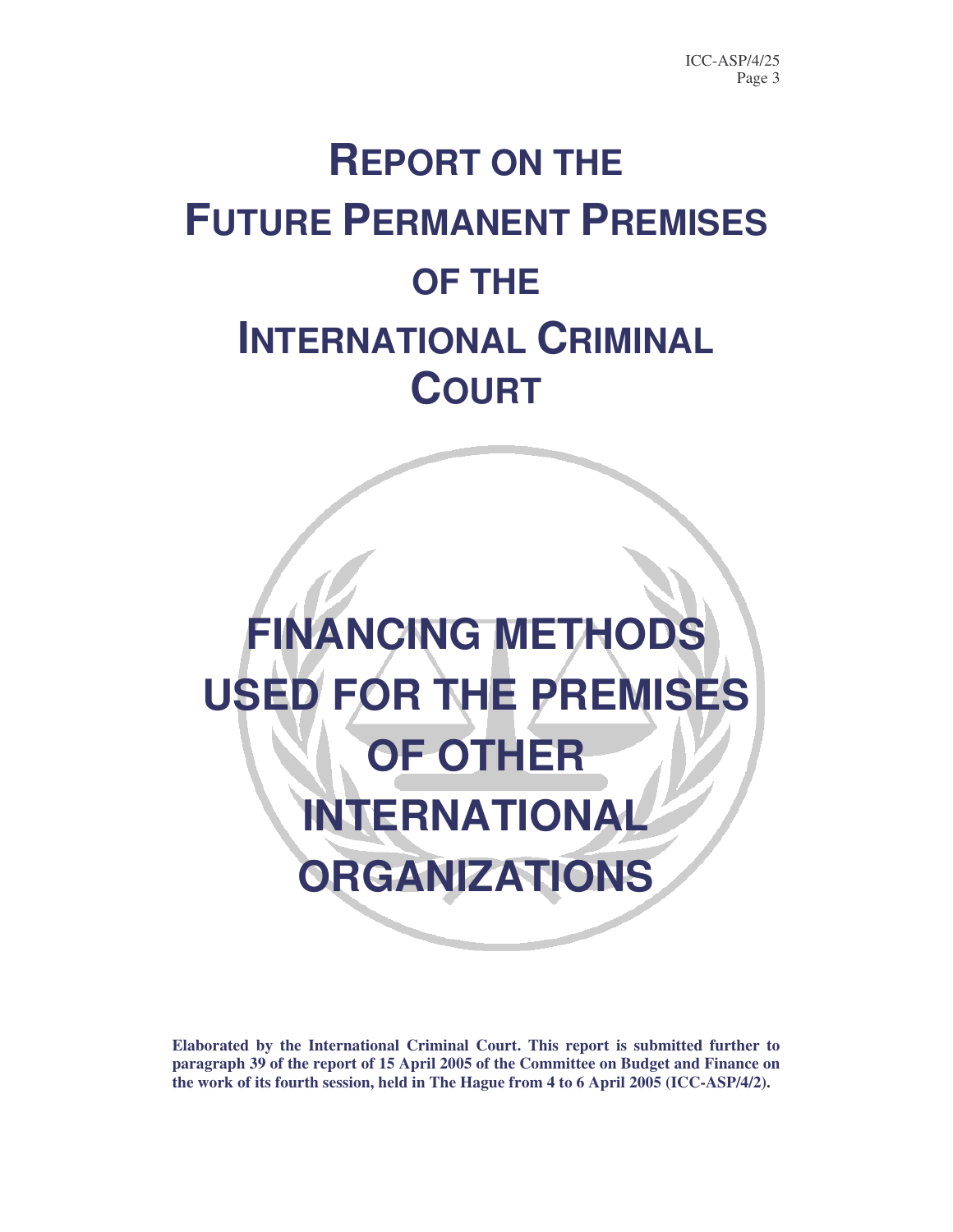# Report on the Future Permanent Premises of the International Criminal Court

# Financing Methods Used for the Premises of Other International Organizations

**Elaborated by the International Criminal Court. This report is submitted further to paragraph 39 of the report of 15 April 2005 of the Committee on Budget and Finance on the work of its fourth session, held in The Hague from 4 to 6 April 2005 (ICC-ASP/4/2).**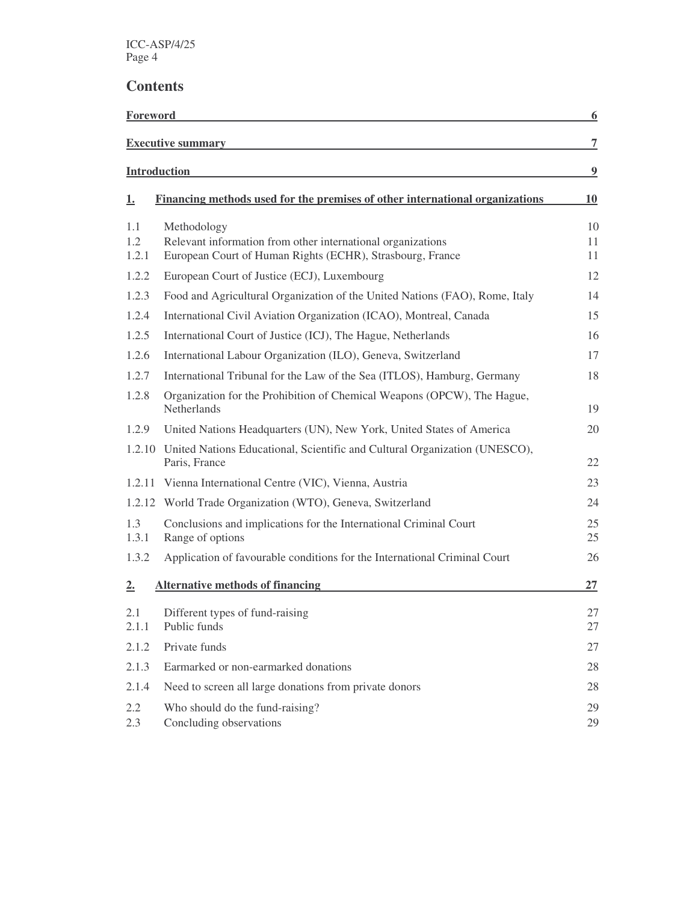## Contents

| | | |
|---|---|---|
| **Foreword** | | **6** |
| **Executive summary** | | **7** |
| **Introduction** | | **9** |
| **1.** | **Financing methods used for the premises of other international organizations** | **10** |
| 1.1 | Methodology | 10 |
| 1.2 | Relevant information from other international organizations | 11 |
| 1.2.1 | European Court of Human Rights (ECHR), Strasbourg, France | 11 |
| 1.2.2 | European Court of Justice (ECJ), Luxembourg | 12 |
| 1.2.3 | Food and Agricultural Organization of the United Nations (FAO), Rome, Italy | 14 |
| 1.2.4 | International Civil Aviation Organization (ICAO), Montreal, Canada | 15 |
| 1.2.5 | International Court of Justice (ICJ), The Hague, Netherlands | 16 |
| 1.2.6 | International Labour Organization (ILO), Geneva, Switzerland | 17 |
| 1.2.7 | International Tribunal for the Law of the Sea (ITLOS), Hamburg, Germany | 18 |
| 1.2.8 | Organization for the Prohibition of Chemical Weapons (OPCW), The Hague, Netherlands | 19 |
| 1.2.9 | United Nations Headquarters (UN), New York, United States of America | 20 |
| 1.2.10 | United Nations Educational, Scientific and Cultural Organization (UNESCO), Paris, France | 22 |
| 1.2.11 | Vienna International Centre (VIC), Vienna, Austria | 23 |
| 1.2.12 | World Trade Organization (WTO), Geneva, Switzerland | 24 |
| 1.3 | Conclusions and implications for the International Criminal Court | 25 |
| 1.3.1 | Range of options | 25 |
| 1.3.2 | Application of favourable conditions for the International Criminal Court | 26 |
| **2.** | **Alternative methods of financing** | **27** |
| 2.1 | Different types of fund-raising | 27 |
| 2.1.1 | Public funds | 27 |
| 2.1.2 | Private funds | 27 |
| 2.1.3 | Earmarked or non-earmarked donations | 28 |
| 2.1.4 | Need to screen all large donations from private donors | 28 |
| 2.2 | Who should do the fund-raising? | 29 |
| 2.3 | Concluding observations | 29 |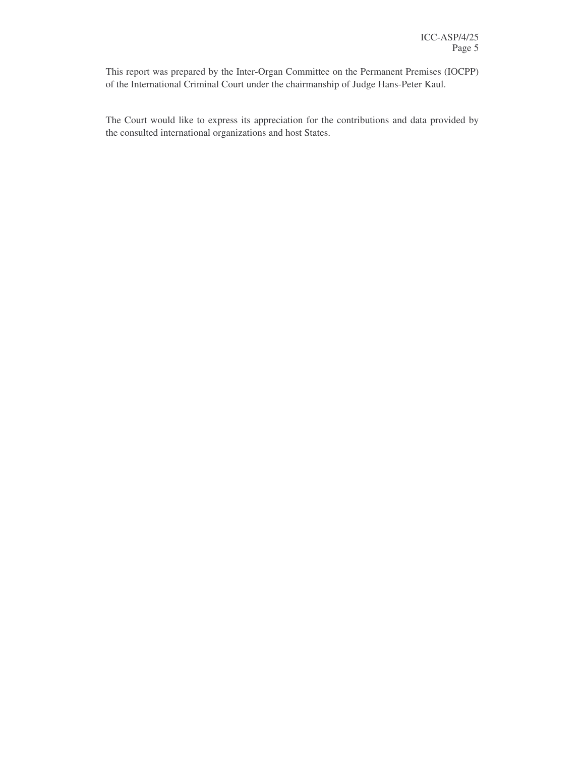This report was prepared by the Inter-Organ Committee on the Permanent Premises (IOCPP) of the International Criminal Court under the chairmanship of Judge Hans-Peter Kaul.

The Court would like to express its appreciation for the contributions and data provided by the consulted international organizations and host States.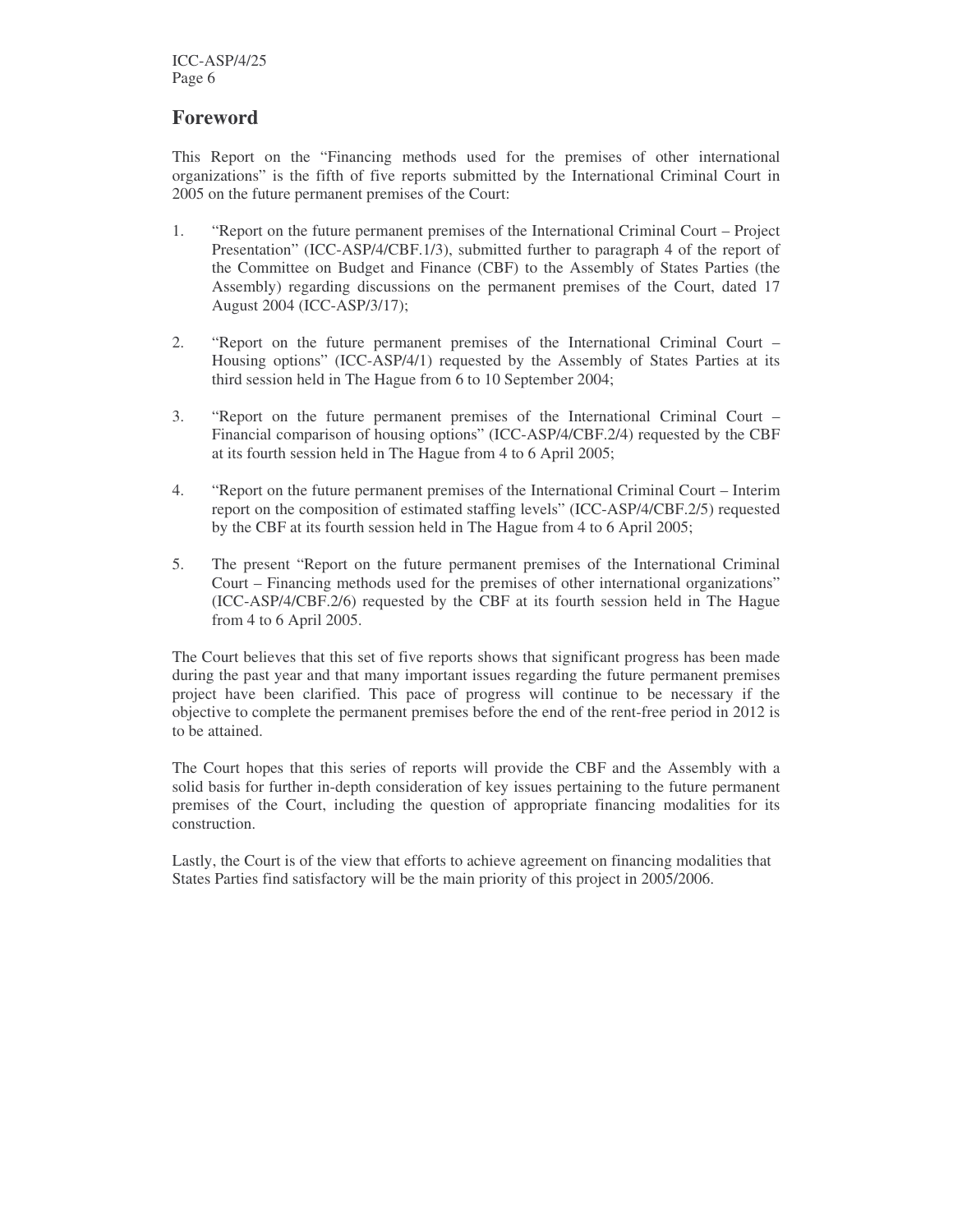## Foreword

This Report on the "Financing methods used for the premises of other international organizations" is the fifth of five reports submitted by the International Criminal Court in 2005 on the future permanent premises of the Court:

1. "Report on the future permanent premises of the International Criminal Court – Project Presentation" (ICC-ASP/4/CBF.1/3), submitted further to paragraph 4 of the report of the Committee on Budget and Finance (CBF) to the Assembly of States Parties (the Assembly) regarding discussions on the permanent premises of the Court, dated 17 August 2004 (ICC-ASP/3/17);

2. "Report on the future permanent premises of the International Criminal Court – Housing options" (ICC-ASP/4/1) requested by the Assembly of States Parties at its third session held in The Hague from 6 to 10 September 2004;

3. "Report on the future permanent premises of the International Criminal Court – Financial comparison of housing options" (ICC-ASP/4/CBF.2/4) requested by the CBF at its fourth session held in The Hague from 4 to 6 April 2005;

4. "Report on the future permanent premises of the International Criminal Court – Interim report on the composition of estimated staffing levels" (ICC-ASP/4/CBF.2/5) requested by the CBF at its fourth session held in The Hague from 4 to 6 April 2005;

5. The present "Report on the future permanent premises of the International Criminal Court – Financing methods used for the premises of other international organizations" (ICC-ASP/4/CBF.2/6) requested by the CBF at its fourth session held in The Hague from 4 to 6 April 2005.

The Court believes that this set of five reports shows that significant progress has been made during the past year and that many important issues regarding the future permanent premises project have been clarified. This pace of progress will continue to be necessary if the objective to complete the permanent premises before the end of the rent-free period in 2012 is to be attained.

The Court hopes that this series of reports will provide the CBF and the Assembly with a solid basis for further in-depth consideration of key issues pertaining to the future permanent premises of the Court, including the question of appropriate financing modalities for its construction.

Lastly, the Court is of the view that efforts to achieve agreement on financing modalities that States Parties find satisfactory will be the main priority of this project in 2005/2006.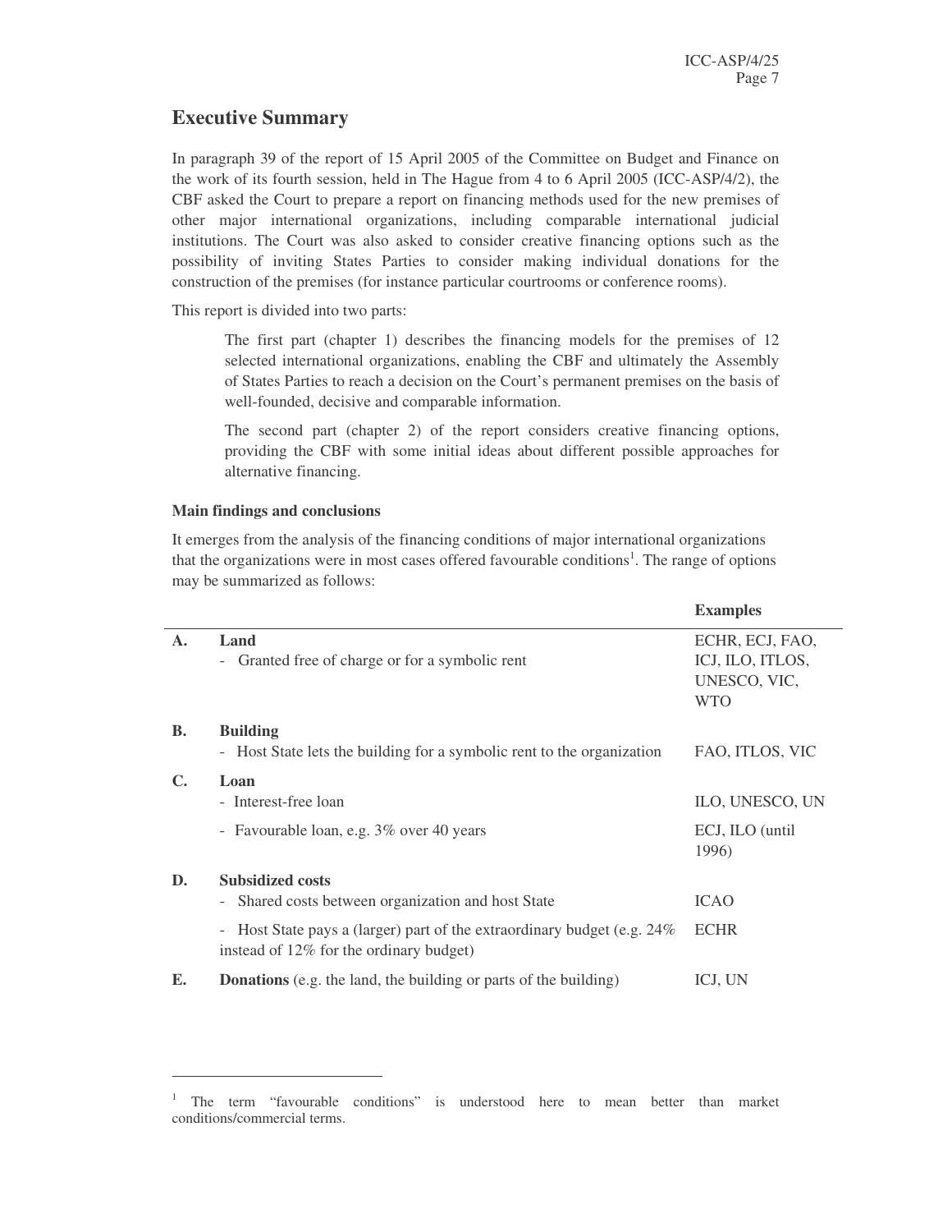## Executive Summary

In paragraph 39 of the report of 15 April 2005 of the Committee on Budget and Finance on the work of its fourth session, held in The Hague from 4 to 6 April 2005 (ICC-ASP/4/2), the CBF asked the Court to prepare a report on financing methods used for the new premises of other major international organizations, including comparable international judicial institutions. The Court was also asked to consider creative financing options such as the possibility of inviting States Parties to consider making individual donations for the construction of the premises (for instance particular courtrooms or conference rooms).

This report is divided into two parts:

> The first part (chapter 1) describes the financing models for the premises of 12 selected international organizations, enabling the CBF and ultimately the Assembly of States Parties to reach a decision on the Court's permanent premises on the basis of well-founded, decisive and comparable information.
>
> The second part (chapter 2) of the report considers creative financing options, providing the CBF with some initial ideas about different possible approaches for alternative financing.

**Main findings and conclusions**

It emerges from the analysis of the financing conditions of major international organizations that the organizations were in most cases offered favourable conditions[1]. The range of options may be summarized as follows:

| | | **Examples** |
|---|---|---|
| **A.** | **Land**<br>- Granted free of charge or for a symbolic rent | ECHR, ECJ, FAO, ICJ, ILO, ITLOS, UNESCO, VIC, WTO |
| **B.** | **Building**<br>- Host State lets the building for a symbolic rent to the organization | FAO, ITLOS, VIC |
| **C.** | **Loan**<br>- Interest-free loan | ILO, UNESCO, UN |
| | - Favourable loan, e.g. 3% over 40 years | ECJ, ILO (until 1996) |
| **D.** | **Subsidized costs**<br>- Shared costs between organization and host State | ICAO |
| | - Host State pays a (larger) part of the extraordinary budget (e.g. 24% instead of 12% for the ordinary budget) | ECHR |
| **E.** | **Donations** (e.g. the land, the building or parts of the building) | ICJ, UN |

[1] The term "favourable conditions" is understood here to mean better than market conditions/commercial terms.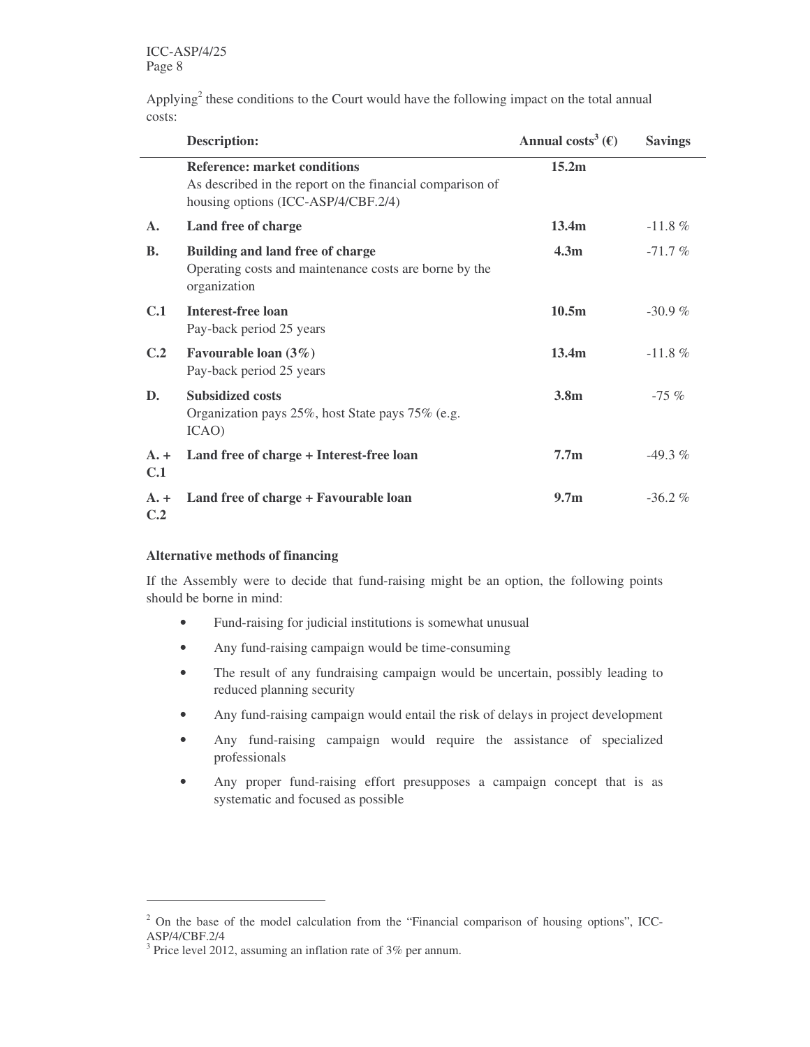Applying[2] these conditions to the Court would have the following impact on the total annual costs:

| | Description: | Annual costs[3] (€) | Savings |
|---|---|---|---|
| | **Reference: market conditions** As described in the report on the financial comparison of housing options (ICC-ASP/4/CBF.2/4) | **15.2m** | |
| **A.** | **Land free of charge** | **13.4m** | -11.8 % |
| **B.** | **Building and land free of charge** Operating costs and maintenance costs are borne by the organization | **4.3m** | -71.7 % |
| **C.1** | **Interest-free loan** Pay-back period 25 years | **10.5m** | -30.9 % |
| **C.2** | **Favourable loan (3%)** Pay-back period 25 years | **13.4m** | -11.8 % |
| **D.** | **Subsidized costs** Organization pays 25%, host State pays 75% (e.g. ICAO) | **3.8m** | -75 % |
| **A. + C.1** | **Land free of charge + Interest-free loan** | **7.7m** | -49.3 % |
| **A. + C.2** | **Land free of charge + Favourable loan** | **9.7m** | -36.2 % |

**Alternative methods of financing**

If the Assembly were to decide that fund-raising might be an option, the following points should be borne in mind:

- Fund-raising for judicial institutions is somewhat unusual
- Any fund-raising campaign would be time-consuming
- The result of any fundraising campaign would be uncertain, possibly leading to reduced planning security
- Any fund-raising campaign would entail the risk of delays in project development
- Any fund-raising campaign would require the assistance of specialized professionals
- Any proper fund-raising effort presupposes a campaign concept that is as systematic and focused as possible

---

[2] On the base of the model calculation from the "Financial comparison of housing options", ICC-ASP/4/CBF.2/4

[3] Price level 2012, assuming an inflation rate of 3% per annum.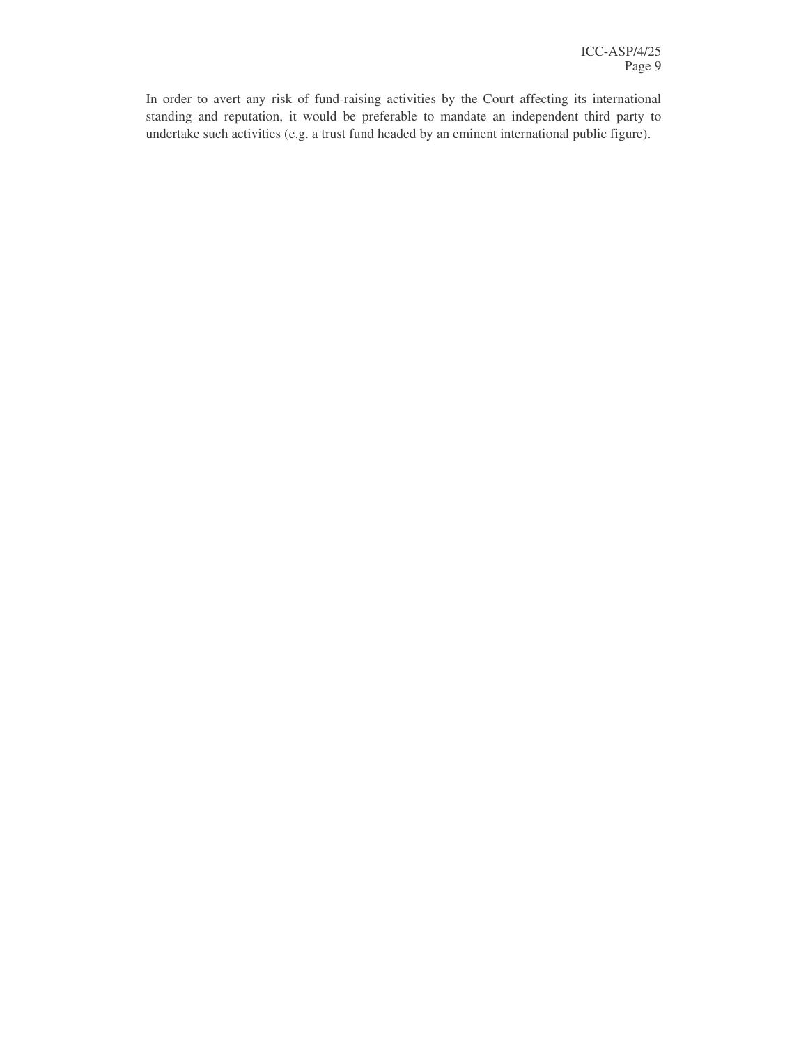In order to avert any risk of fund-raising activities by the Court affecting its international standing and reputation, it would be preferable to mandate an independent third party to undertake such activities (e.g. a trust fund headed by an eminent international public figure).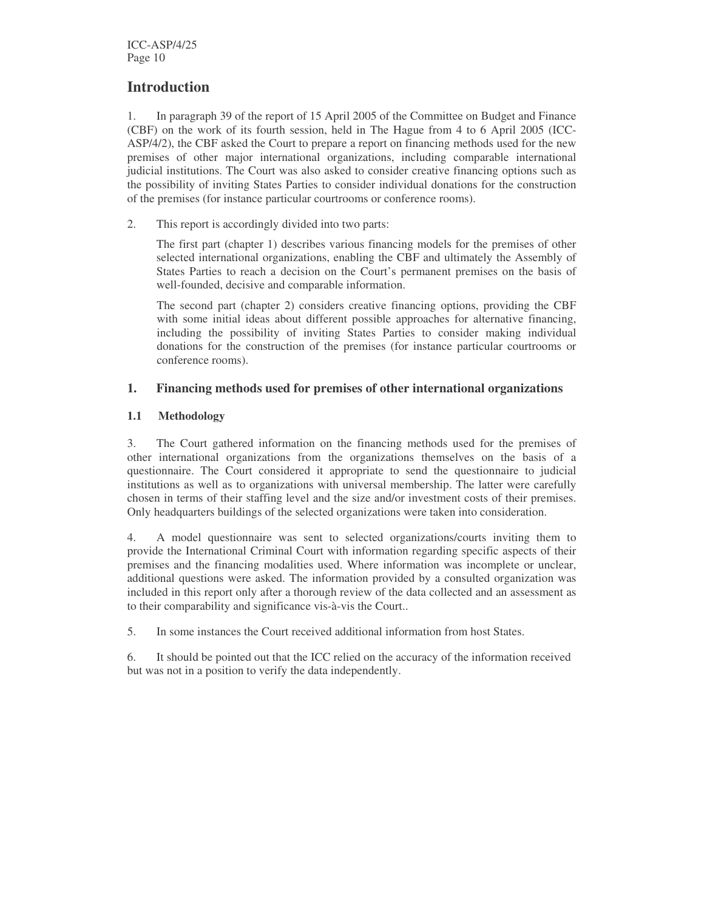# Introduction

1. In paragraph 39 of the report of 15 April 2005 of the Committee on Budget and Finance (CBF) on the work of its fourth session, held in The Hague from 4 to 6 April 2005 (ICC-ASP/4/2), the CBF asked the Court to prepare a report on financing methods used for the new premises of other major international organizations, including comparable international judicial institutions. The Court was also asked to consider creative financing options such as the possibility of inviting States Parties to consider individual donations for the construction of the premises (for instance particular courtrooms or conference rooms).

2. This report is accordingly divided into two parts:

The first part (chapter 1) describes various financing models for the premises of other selected international organizations, enabling the CBF and ultimately the Assembly of States Parties to reach a decision on the Court's permanent premises on the basis of well-founded, decisive and comparable information.

The second part (chapter 2) considers creative financing options, providing the CBF with some initial ideas about different possible approaches for alternative financing, including the possibility of inviting States Parties to consider making individual donations for the construction of the premises (for instance particular courtrooms or conference rooms).

## 1. Financing methods used for premises of other international organizations

### 1.1 Methodology

3. The Court gathered information on the financing methods used for the premises of other international organizations from the organizations themselves on the basis of a questionnaire. The Court considered it appropriate to send the questionnaire to judicial institutions as well as to organizations with universal membership. The latter were carefully chosen in terms of their staffing level and the size and/or investment costs of their premises. Only headquarters buildings of the selected organizations were taken into consideration.

4. A model questionnaire was sent to selected organizations/courts inviting them to provide the International Criminal Court with information regarding specific aspects of their premises and the financing modalities used. Where information was incomplete or unclear, additional questions were asked. The information provided by a consulted organization was included in this report only after a thorough review of the data collected and an assessment as to their comparability and significance vis-à-vis the Court..

5. In some instances the Court received additional information from host States.

6. It should be pointed out that the ICC relied on the accuracy of the information received but was not in a position to verify the data independently.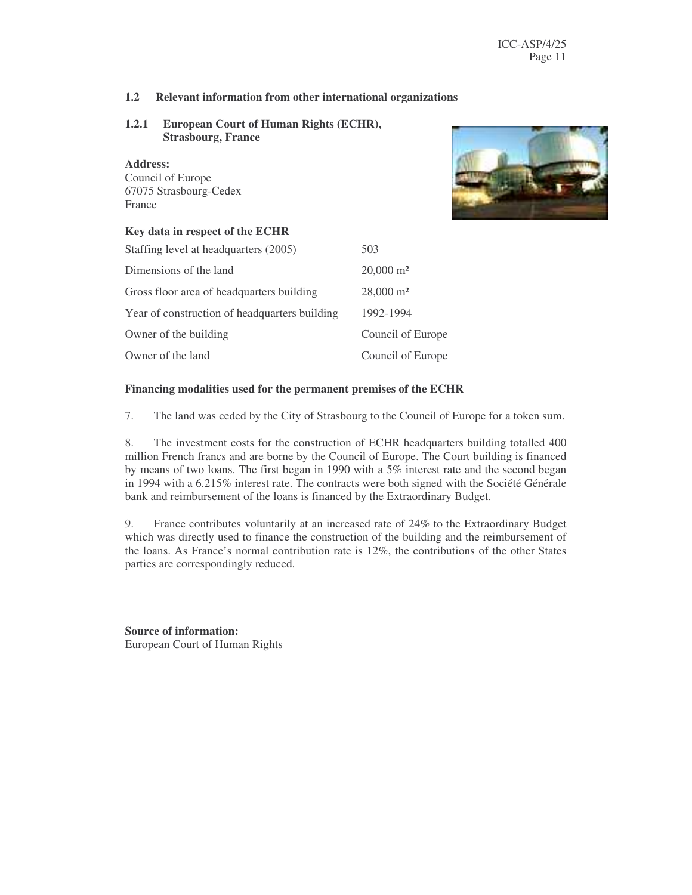## 1.2 Relevant information from other international organizations

### 1.2.1 European Court of Human Rights (ECHR), Strasbourg, France

**Address:**
Council of Europe
67075 Strasbourg-Cedex
France

**Key data in respect of the ECHR**

| | |
|---|---|
| Staffing level at headquarters (2005) | 503 |
| Dimensions of the land | 20,000 m² |
| Gross floor area of headquarters building | 28,000 m² |
| Year of construction of headquarters building | 1992-1994 |
| Owner of the building | Council of Europe |
| Owner of the land | Council of Europe |

**Financing modalities used for the permanent premises of the ECHR**

7. The land was ceded by the City of Strasbourg to the Council of Europe for a token sum.

8. The investment costs for the construction of ECHR headquarters building totalled 400 million French francs and are borne by the Council of Europe. The Court building is financed by means of two loans. The first began in 1990 with a 5% interest rate and the second began in 1994 with a 6.215% interest rate. The contracts were both signed with the Société Générale bank and reimbursement of the loans is financed by the Extraordinary Budget.

9. France contributes voluntarily at an increased rate of 24% to the Extraordinary Budget which was directly used to finance the construction of the building and the reimbursement of the loans. As France's normal contribution rate is 12%, the contributions of the other States parties are correspondingly reduced.

**Source of information:**
European Court of Human Rights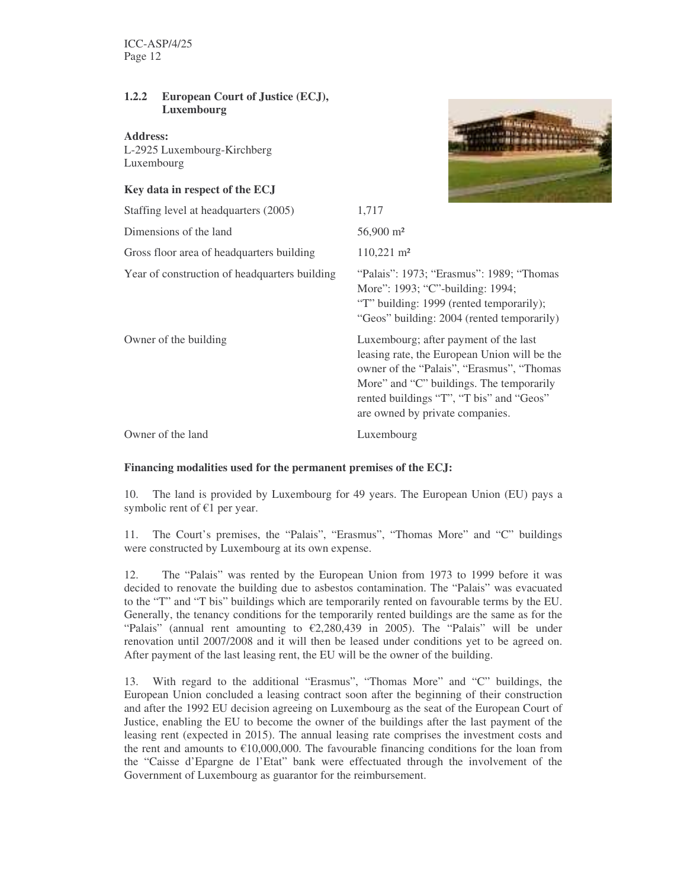### 1.2.2 European Court of Justice (ECJ), Luxembourg

**Address:**
L-2925 Luxembourg-Kirchberg
Luxembourg

**Key data in respect of the ECJ**

| | |
|---|---|
| Staffing level at headquarters (2005) | 1,717 |
| Dimensions of the land | 56,900 m² |
| Gross floor area of headquarters building | 110,221 m² |
| Year of construction of headquarters building | "Palais": 1973; "Erasmus": 1989; "Thomas More": 1993; "C"-building: 1994; "T" building: 1999 (rented temporarily); "Geos" building: 2004 (rented temporarily) |
| Owner of the building | Luxembourg; after payment of the last leasing rate, the European Union will be the owner of the "Palais", "Erasmus", "Thomas More" and "C" buildings. The temporarily rented buildings "T", "T bis" and "Geos" are owned by private companies. |
| Owner of the land | Luxembourg |

**Financing modalities used for the permanent premises of the ECJ:**

10. The land is provided by Luxembourg for 49 years. The European Union (EU) pays a symbolic rent of €1 per year.

11. The Court's premises, the "Palais", "Erasmus", "Thomas More" and "C" buildings were constructed by Luxembourg at its own expense.

12. The "Palais" was rented by the European Union from 1973 to 1999 before it was decided to renovate the building due to asbestos contamination. The "Palais" was evacuated to the "T" and "T bis" buildings which are temporarily rented on favourable terms by the EU. Generally, the tenancy conditions for the temporarily rented buildings are the same as for the "Palais" (annual rent amounting to €2,280,439 in 2005). The "Palais" will be under renovation until 2007/2008 and it will then be leased under conditions yet to be agreed on. After payment of the last leasing rent, the EU will be the owner of the building.

13. With regard to the additional "Erasmus", "Thomas More" and "C" buildings, the European Union concluded a leasing contract soon after the beginning of their construction and after the 1992 EU decision agreeing on Luxembourg as the seat of the European Court of Justice, enabling the EU to become the owner of the buildings after the last payment of the leasing rent (expected in 2015). The annual leasing rate comprises the investment costs and the rent and amounts to €10,000,000. The favourable financing conditions for the loan from the "Caisse d'Epargne de l'Etat" bank were effectuated through the involvement of the Government of Luxembourg as guarantor for the reimbursement.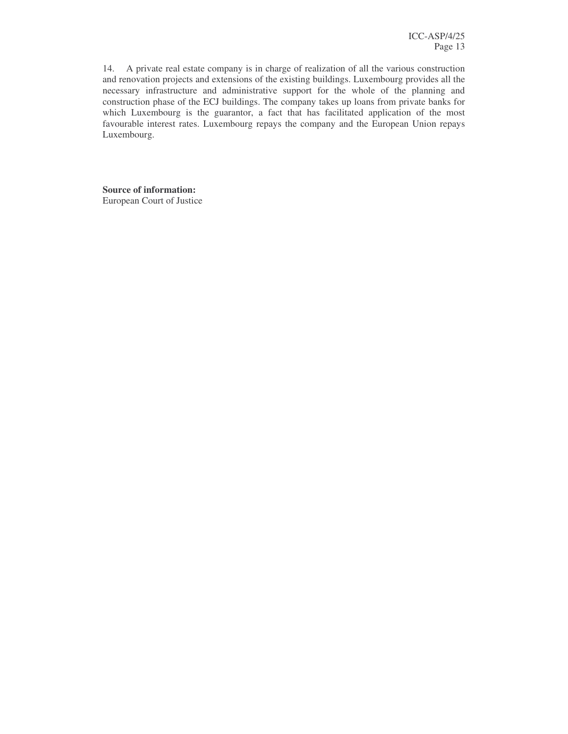14. A private real estate company is in charge of realization of all the various construction and renovation projects and extensions of the existing buildings. Luxembourg provides all the necessary infrastructure and administrative support for the whole of the planning and construction phase of the ECJ buildings. The company takes up loans from private banks for which Luxembourg is the guarantor, a fact that has facilitated application of the most favourable interest rates. Luxembourg repays the company and the European Union repays Luxembourg.

**Source of information:**
European Court of Justice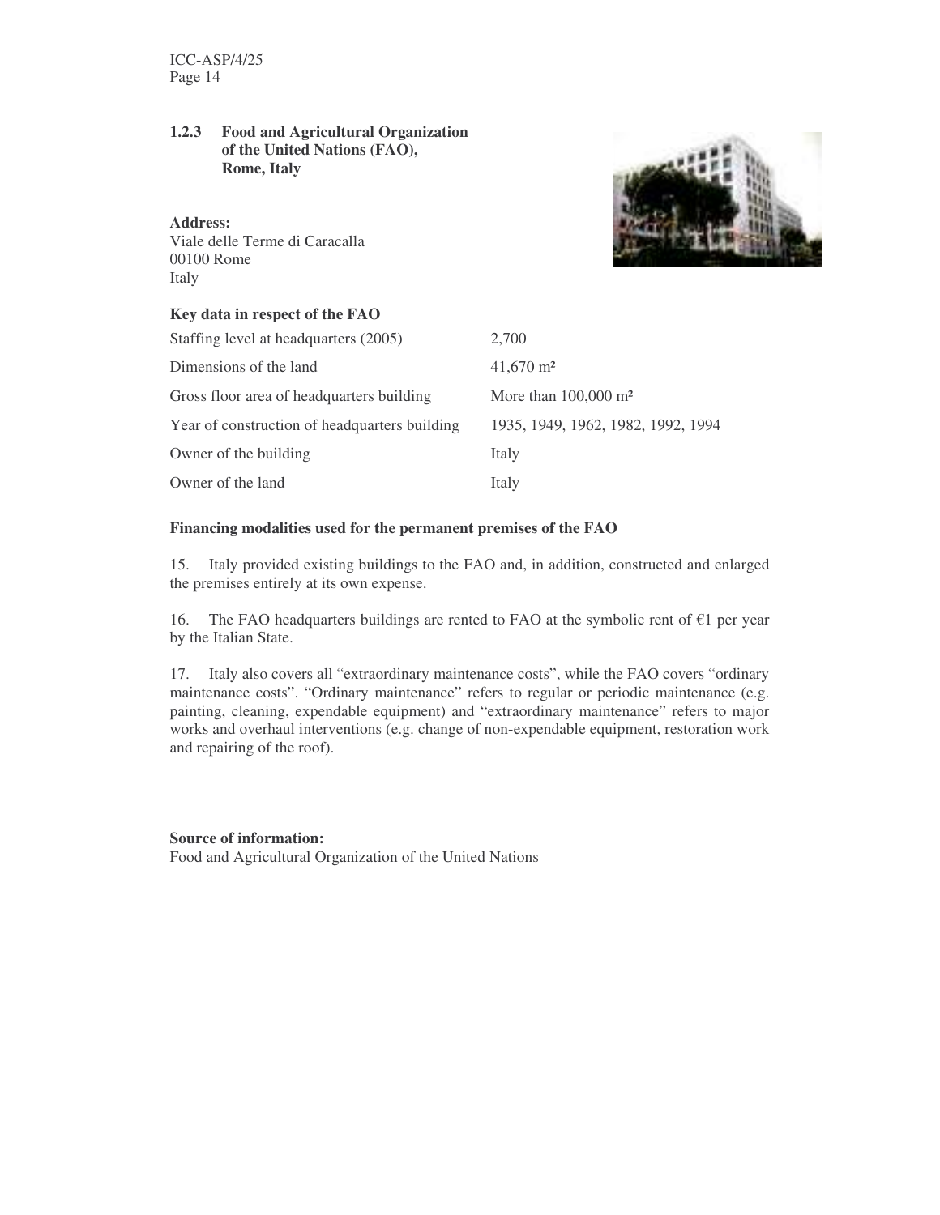### 1.2.3 Food and Agricultural Organization of the United Nations (FAO), Rome, Italy

**Address:**
Viale delle Terme di Caracalla
00100 Rome
Italy

**Key data in respect of the FAO**

| | |
|---|---|
| Staffing level at headquarters (2005) | 2,700 |
| Dimensions of the land | 41,670 m² |
| Gross floor area of headquarters building | More than 100,000 m² |
| Year of construction of headquarters building | 1935, 1949, 1962, 1982, 1992, 1994 |
| Owner of the building | Italy |
| Owner of the land | Italy |

**Financing modalities used for the permanent premises of the FAO**

15. Italy provided existing buildings to the FAO and, in addition, constructed and enlarged the premises entirely at its own expense.

16. The FAO headquarters buildings are rented to FAO at the symbolic rent of €1 per year by the Italian State.

17. Italy also covers all "extraordinary maintenance costs", while the FAO covers "ordinary maintenance costs". "Ordinary maintenance" refers to regular or periodic maintenance (e.g. painting, cleaning, expendable equipment) and "extraordinary maintenance" refers to major works and overhaul interventions (e.g. change of non-expendable equipment, restoration work and repairing of the roof).

**Source of information:**
Food and Agricultural Organization of the United Nations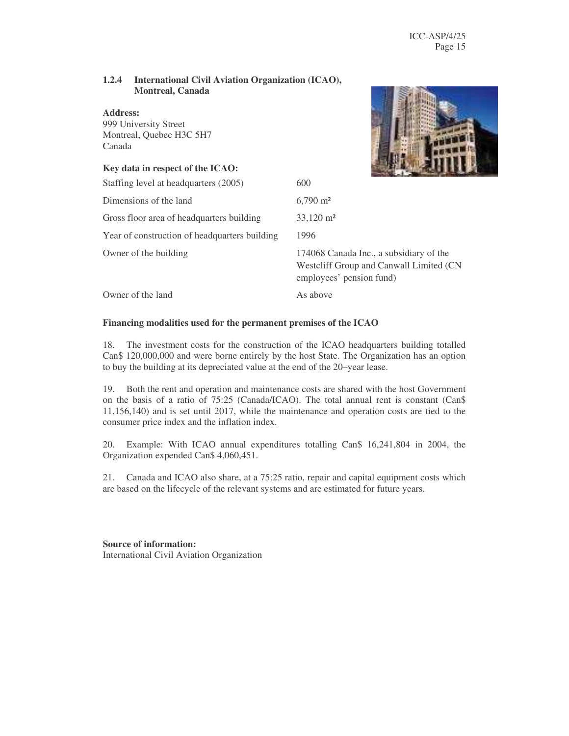### 1.2.4 International Civil Aviation Organization (ICAO), Montreal, Canada

**Address:**
999 University Street
Montreal, Quebec H3C 5H7
Canada

**Key data in respect of the ICAO:**

| | |
|---|---|
| Staffing level at headquarters (2005) | 600 |
| Dimensions of the land | 6,790 m² |
| Gross floor area of headquarters building | 33,120 m² |
| Year of construction of headquarters building | 1996 |
| Owner of the building | 174068 Canada Inc., a subsidiary of the Westcliff Group and Canwall Limited (CN employees' pension fund) |
| Owner of the land | As above |

**Financing modalities used for the permanent premises of the ICAO**

18. The investment costs for the construction of the ICAO headquarters building totalled Can$ 120,000,000 and were borne entirely by the host State. The Organization has an option to buy the building at its depreciated value at the end of the 20–year lease.

19. Both the rent and operation and maintenance costs are shared with the host Government on the basis of a ratio of 75:25 (Canada/ICAO). The total annual rent is constant (Can$ 11,156,140) and is set until 2017, while the maintenance and operation costs are tied to the consumer price index and the inflation index.

20. Example: With ICAO annual expenditures totalling Can$ 16,241,804 in 2004, the Organization expended Can$ 4,060,451.

21. Canada and ICAO also share, at a 75:25 ratio, repair and capital equipment costs which are based on the lifecycle of the relevant systems and are estimated for future years.

**Source of information:**
International Civil Aviation Organization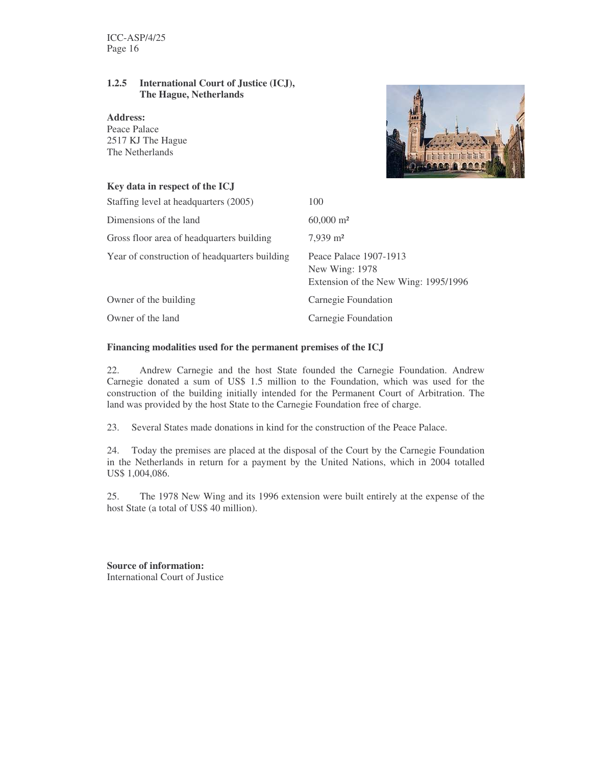### 1.2.5 International Court of Justice (ICJ), The Hague, Netherlands

**Address:**
Peace Palace
2517 KJ The Hague
The Netherlands

**Key data in respect of the ICJ**

| | |
|---|---|
| Staffing level at headquarters (2005) | 100 |
| Dimensions of the land | 60,000 m² |
| Gross floor area of headquarters building | 7,939 m² |
| Year of construction of headquarters building | Peace Palace 1907-1913<br>New Wing: 1978<br>Extension of the New Wing: 1995/1996 |
| Owner of the building | Carnegie Foundation |
| Owner of the land | Carnegie Foundation |

**Financing modalities used for the permanent premises of the ICJ**

22. Andrew Carnegie and the host State founded the Carnegie Foundation. Andrew Carnegie donated a sum of US$ 1.5 million to the Foundation, which was used for the construction of the building initially intended for the Permanent Court of Arbitration. The land was provided by the host State to the Carnegie Foundation free of charge.

23. Several States made donations in kind for the construction of the Peace Palace.

24. Today the premises are placed at the disposal of the Court by the Carnegie Foundation in the Netherlands in return for a payment by the United Nations, which in 2004 totalled US$ 1,004,086.

25. The 1978 New Wing and its 1996 extension were built entirely at the expense of the host State (a total of US$ 40 million).

**Source of information:**
International Court of Justice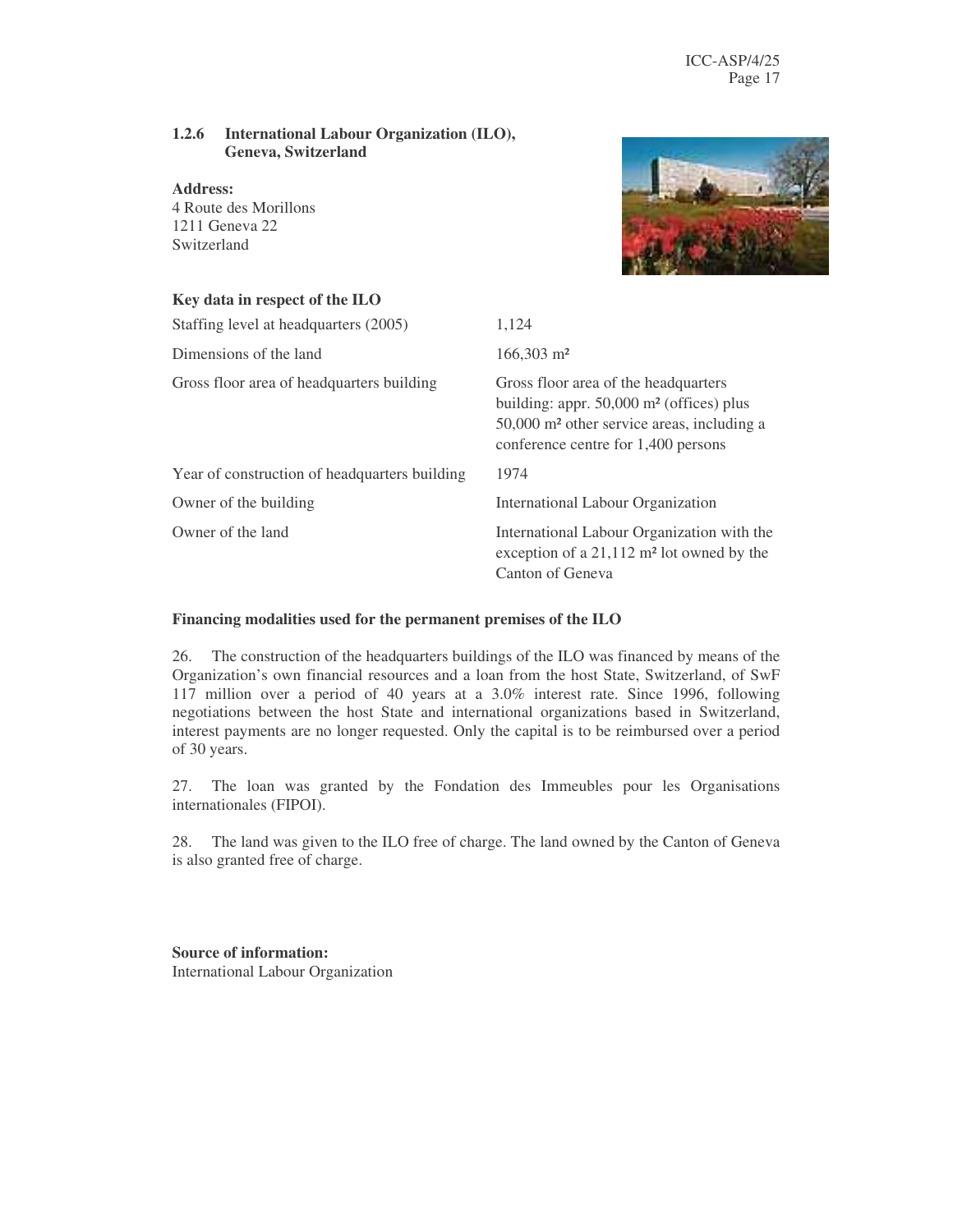### 1.2.6 International Labour Organization (ILO), Geneva, Switzerland

**Address:**
4 Route des Morillons
1211 Geneva 22
Switzerland

**Key data in respect of the ILO**

| | |
|---|---|
| Staffing level at headquarters (2005) | 1,124 |
| Dimensions of the land | 166,303 m² |
| Gross floor area of headquarters building | Gross floor area of the headquarters building: appr. 50,000 m² (offices) plus 50,000 m² other service areas, including a conference centre for 1,400 persons |
| Year of construction of headquarters building | 1974 |
| Owner of the building | International Labour Organization |
| Owner of the land | International Labour Organization with the exception of a 21,112 m² lot owned by the Canton of Geneva |

**Financing modalities used for the permanent premises of the ILO**

26. The construction of the headquarters buildings of the ILO was financed by means of the Organization's own financial resources and a loan from the host State, Switzerland, of SwF 117 million over a period of 40 years at a 3.0% interest rate. Since 1996, following negotiations between the host State and international organizations based in Switzerland, interest payments are no longer requested. Only the capital is to be reimbursed over a period of 30 years.

27. The loan was granted by the Fondation des Immeubles pour les Organisations internationales (FIPOI).

28. The land was given to the ILO free of charge. The land owned by the Canton of Geneva is also granted free of charge.

**Source of information:**
International Labour Organization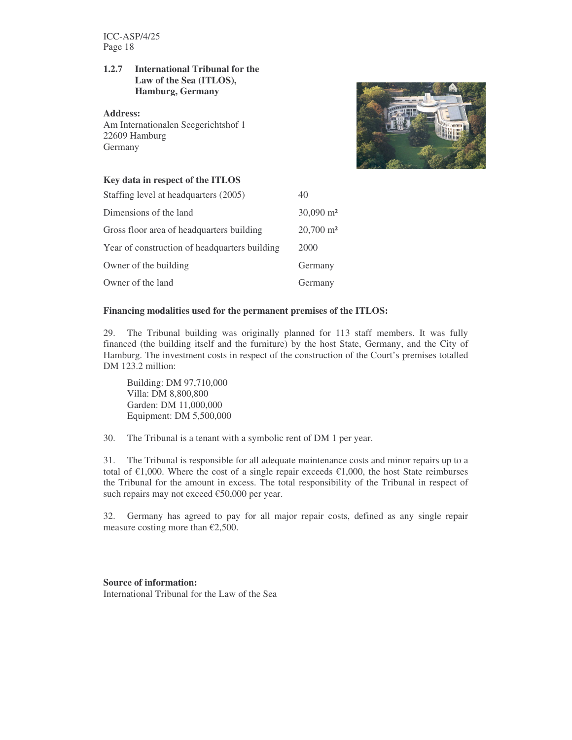### 1.2.7 International Tribunal for the Law of the Sea (ITLOS), Hamburg, Germany

**Address:**
Am Internationalen Seegerichtshof 1
22609 Hamburg
Germany

**Key data in respect of the ITLOS**

| | |
|---|---|
| Staffing level at headquarters (2005) | 40 |
| Dimensions of the land | 30,090 m² |
| Gross floor area of headquarters building | 20,700 m² |
| Year of construction of headquarters building | 2000 |
| Owner of the building | Germany |
| Owner of the land | Germany |

**Financing modalities used for the permanent premises of the ITLOS:**

29. The Tribunal building was originally planned for 113 staff members. It was fully financed (the building itself and the furniture) by the host State, Germany, and the City of Hamburg. The investment costs in respect of the construction of the Court's premises totalled DM 123.2 million:

Building: DM 97,710,000
Villa: DM 8,800,800
Garden: DM 11,000,000
Equipment: DM 5,500,000

30. The Tribunal is a tenant with a symbolic rent of DM 1 per year.

31. The Tribunal is responsible for all adequate maintenance costs and minor repairs up to a total of €1,000. Where the cost of a single repair exceeds €1,000, the host State reimburses the Tribunal for the amount in excess. The total responsibility of the Tribunal in respect of such repairs may not exceed €50,000 per year.

32. Germany has agreed to pay for all major repair costs, defined as any single repair measure costing more than €2,500.

**Source of information:**
International Tribunal for the Law of the Sea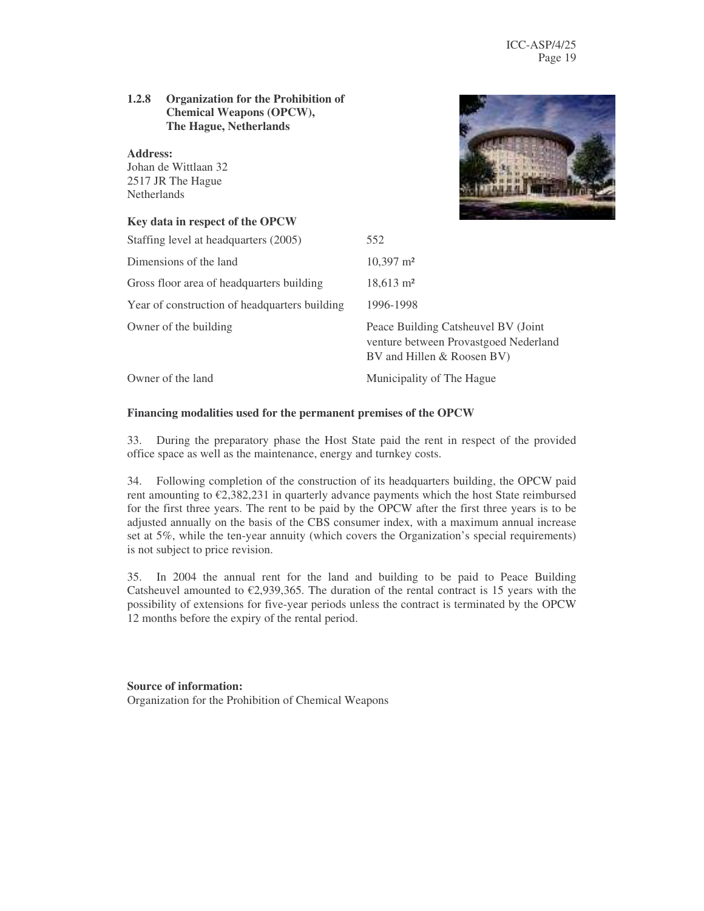### 1.2.8 Organization for the Prohibition of Chemical Weapons (OPCW), The Hague, Netherlands

**Address:**
Johan de Wittlaan 32
2517 JR The Hague
Netherlands

**Key data in respect of the OPCW**

| | |
|---|---|
| Staffing level at headquarters (2005) | 552 |
| Dimensions of the land | 10,397 m² |
| Gross floor area of headquarters building | 18,613 m² |
| Year of construction of headquarters building | 1996-1998 |
| Owner of the building | Peace Building Catsheuvel BV (Joint venture between Provastgoed Nederland BV and Hillen & Roosen BV) |
| Owner of the land | Municipality of The Hague |

**Financing modalities used for the permanent premises of the OPCW**

33. During the preparatory phase the Host State paid the rent in respect of the provided office space as well as the maintenance, energy and turnkey costs.

34. Following completion of the construction of its headquarters building, the OPCW paid rent amounting to €2,382,231 in quarterly advance payments which the host State reimbursed for the first three years. The rent to be paid by the OPCW after the first three years is to be adjusted annually on the basis of the CBS consumer index, with a maximum annual increase set at 5%, while the ten-year annuity (which covers the Organization's special requirements) is not subject to price revision.

35. In 2004 the annual rent for the land and building to be paid to Peace Building Catsheuvel amounted to €2,939,365. The duration of the rental contract is 15 years with the possibility of extensions for five-year periods unless the contract is terminated by the OPCW 12 months before the expiry of the rental period.

**Source of information:**
Organization for the Prohibition of Chemical Weapons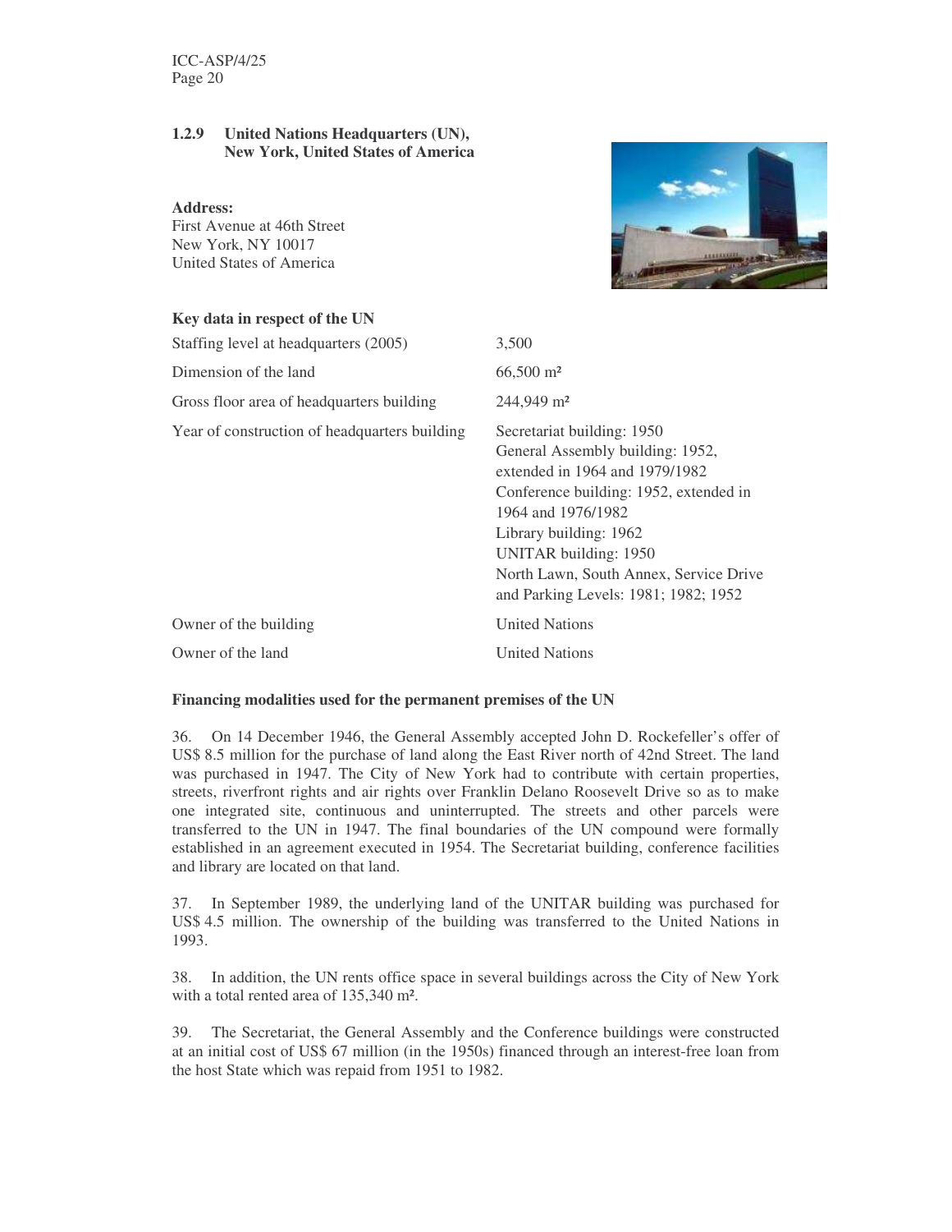### 1.2.9 United Nations Headquarters (UN), New York, United States of America

**Address:**
First Avenue at 46th Street
New York, NY 10017
United States of America

**Key data in respect of the UN**

| | |
|---|---|
| Staffing level at headquarters (2005) | 3,500 |
| Dimension of the land | 66,500 m² |
| Gross floor area of headquarters building | 244,949 m² |
| Year of construction of headquarters building | Secretariat building: 1950<br>General Assembly building: 1952, extended in 1964 and 1979/1982<br>Conference building: 1952, extended in 1964 and 1976/1982<br>Library building: 1962<br>UNITAR building: 1950<br>North Lawn, South Annex, Service Drive and Parking Levels: 1981; 1982; 1952 |
| Owner of the building | United Nations |
| Owner of the land | United Nations |

**Financing modalities used for the permanent premises of the UN**

36. On 14 December 1946, the General Assembly accepted John D. Rockefeller's offer of US$ 8.5 million for the purchase of land along the East River north of 42nd Street. The land was purchased in 1947. The City of New York had to contribute with certain properties, streets, riverfront rights and air rights over Franklin Delano Roosevelt Drive so as to make one integrated site, continuous and uninterrupted. The streets and other parcels were transferred to the UN in 1947. The final boundaries of the UN compound were formally established in an agreement executed in 1954. The Secretariat building, conference facilities and library are located on that land.

37. In September 1989, the underlying land of the UNITAR building was purchased for US$ 4.5 million. The ownership of the building was transferred to the United Nations in 1993.

38. In addition, the UN rents office space in several buildings across the City of New York with a total rented area of 135,340 m².

39. The Secretariat, the General Assembly and the Conference buildings were constructed at an initial cost of US$ 67 million (in the 1950s) financed through an interest-free loan from the host State which was repaid from 1951 to 1982.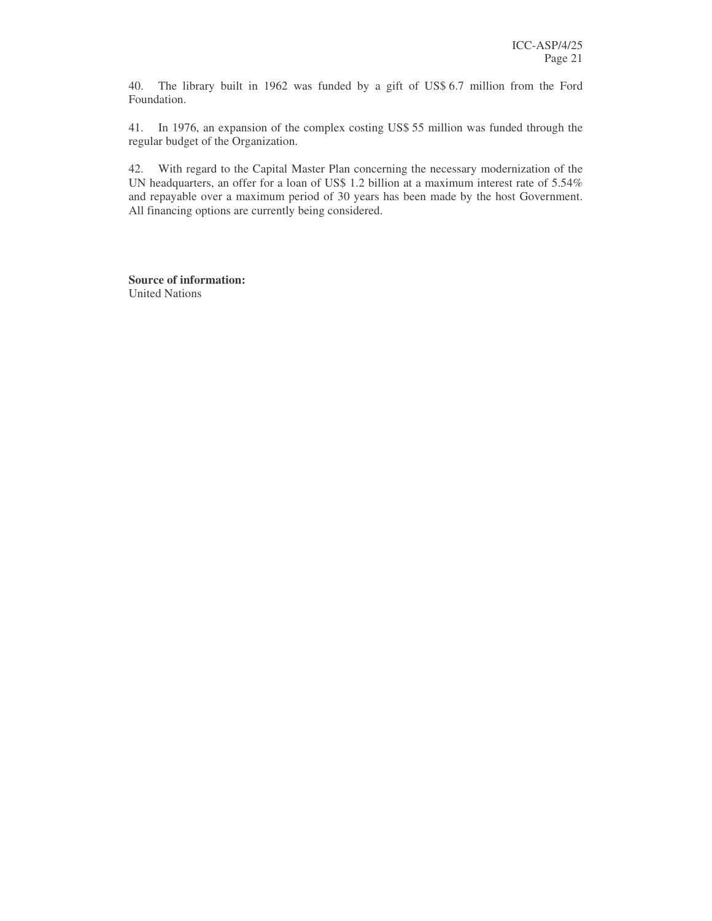40. The library built in 1962 was funded by a gift of US$ 6.7 million from the Ford Foundation.

41. In 1976, an expansion of the complex costing US$ 55 million was funded through the regular budget of the Organization.

42. With regard to the Capital Master Plan concerning the necessary modernization of the UN headquarters, an offer for a loan of US$ 1.2 billion at a maximum interest rate of 5.54% and repayable over a maximum period of 30 years has been made by the host Government. All financing options are currently being considered.

**Source of information:**
United Nations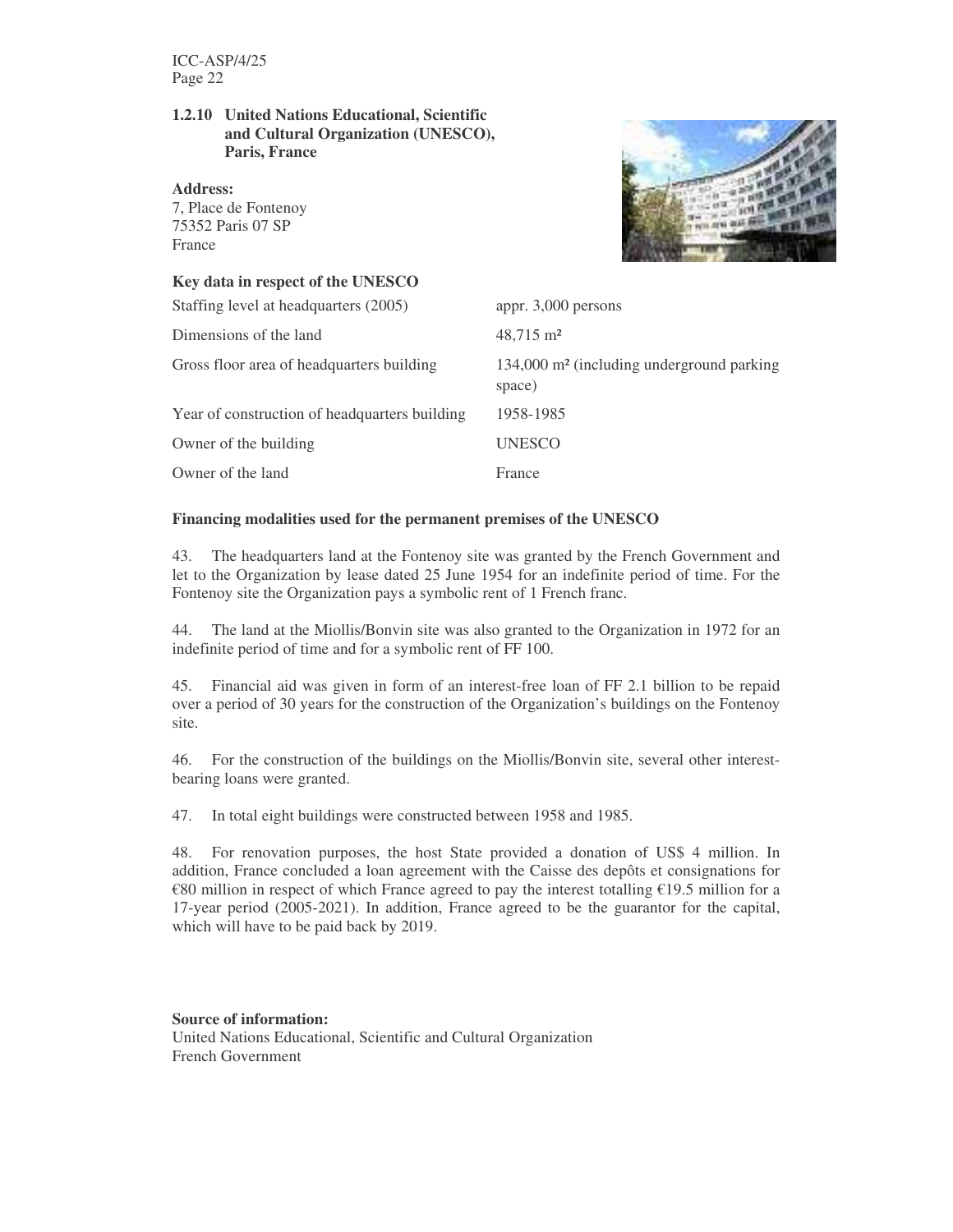### 1.2.10 United Nations Educational, Scientific and Cultural Organization (UNESCO), Paris, France

**Address:**
7, Place de Fontenoy
75352 Paris 07 SP
France

**Key data in respect of the UNESCO**

| | |
|---|---|
| Staffing level at headquarters (2005) | appr. 3,000 persons |
| Dimensions of the land | 48,715 m² |
| Gross floor area of headquarters building | 134,000 m² (including underground parking space) |
| Year of construction of headquarters building | 1958-1985 |
| Owner of the building | UNESCO |
| Owner of the land | France |

**Financing modalities used for the permanent premises of the UNESCO**

43. The headquarters land at the Fontenoy site was granted by the French Government and let to the Organization by lease dated 25 June 1954 for an indefinite period of time. For the Fontenoy site the Organization pays a symbolic rent of 1 French franc.

44. The land at the Miollis/Bonvin site was also granted to the Organization in 1972 for an indefinite period of time and for a symbolic rent of FF 100.

45. Financial aid was given in form of an interest-free loan of FF 2.1 billion to be repaid over a period of 30 years for the construction of the Organization's buildings on the Fontenoy site.

46. For the construction of the buildings on the Miollis/Bonvin site, several other interest-bearing loans were granted.

47. In total eight buildings were constructed between 1958 and 1985.

48. For renovation purposes, the host State provided a donation of US$ 4 million. In addition, France concluded a loan agreement with the Caisse des depôts et consignations for €80 million in respect of which France agreed to pay the interest totalling €19.5 million for a 17-year period (2005-2021). In addition, France agreed to be the guarantor for the capital, which will have to be paid back by 2019.

**Source of information:**
United Nations Educational, Scientific and Cultural Organization
French Government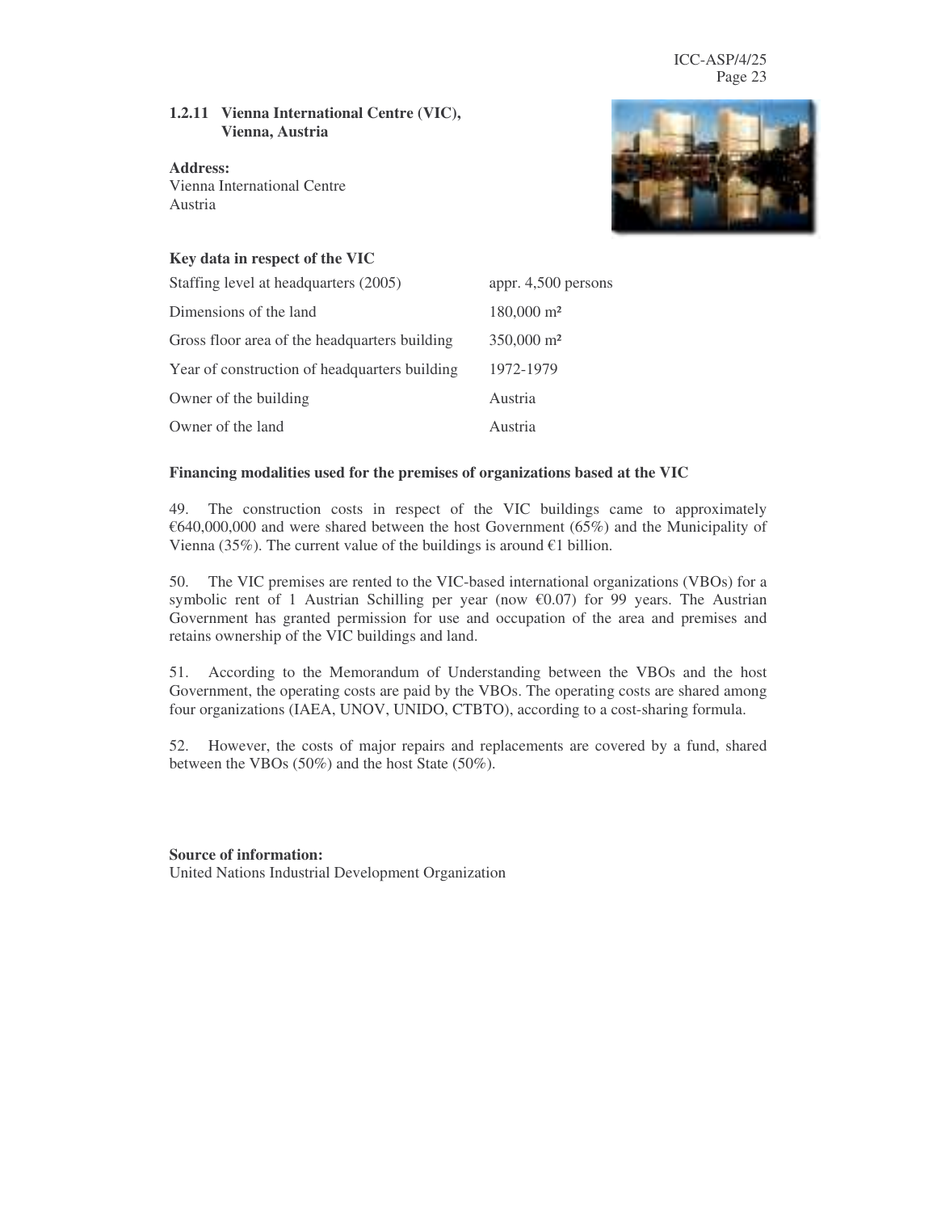### 1.2.11 Vienna International Centre (VIC), Vienna, Austria

**Address:**
Vienna International Centre
Austria

**Key data in respect of the VIC**

| | |
|---|---|
| Staffing level at headquarters (2005) | appr. 4,500 persons |
| Dimensions of the land | 180,000 m² |
| Gross floor area of the headquarters building | 350,000 m² |
| Year of construction of headquarters building | 1972-1979 |
| Owner of the building | Austria |
| Owner of the land | Austria |

**Financing modalities used for the premises of organizations based at the VIC**

49. The construction costs in respect of the VIC buildings came to approximately €640,000,000 and were shared between the host Government (65%) and the Municipality of Vienna (35%). The current value of the buildings is around €1 billion.

50. The VIC premises are rented to the VIC-based international organizations (VBOs) for a symbolic rent of 1 Austrian Schilling per year (now €0.07) for 99 years. The Austrian Government has granted permission for use and occupation of the area and premises and retains ownership of the VIC buildings and land.

51. According to the Memorandum of Understanding between the VBOs and the host Government, the operating costs are paid by the VBOs. The operating costs are shared among four organizations (IAEA, UNOV, UNIDO, CTBTO), according to a cost-sharing formula.

52. However, the costs of major repairs and replacements are covered by a fund, shared between the VBOs (50%) and the host State (50%).

**Source of information:**
United Nations Industrial Development Organization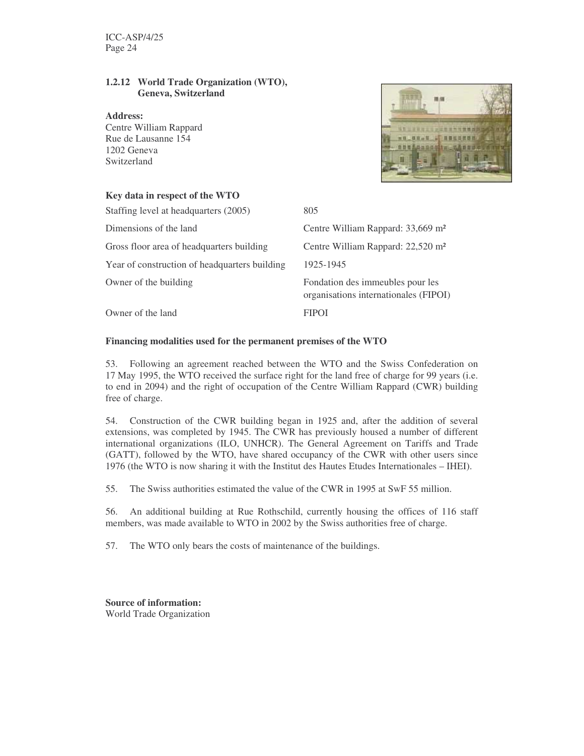### 1.2.12 World Trade Organization (WTO), Geneva, Switzerland

**Address:**
Centre William Rappard
Rue de Lausanne 154
1202 Geneva
Switzerland

**Key data in respect of the WTO**

| | |
|---|---|
| Staffing level at headquarters (2005) | 805 |
| Dimensions of the land | Centre William Rappard: 33,669 m² |
| Gross floor area of headquarters building | Centre William Rappard: 22,520 m² |
| Year of construction of headquarters building | 1925-1945 |
| Owner of the building | Fondation des immeubles pour les organisations internationales (FIPOI) |
| Owner of the land | FIPOI |

**Financing modalities used for the permanent premises of the WTO**

53. Following an agreement reached between the WTO and the Swiss Confederation on 17 May 1995, the WTO received the surface right for the land free of charge for 99 years (i.e. to end in 2094) and the right of occupation of the Centre William Rappard (CWR) building free of charge.

54. Construction of the CWR building began in 1925 and, after the addition of several extensions, was completed by 1945. The CWR has previously housed a number of different international organizations (ILO, UNHCR). The General Agreement on Tariffs and Trade (GATT), followed by the WTO, have shared occupancy of the CWR with other users since 1976 (the WTO is now sharing it with the Institut des Hautes Etudes Internationales – IHEI).

55. The Swiss authorities estimated the value of the CWR in 1995 at SwF 55 million.

56. An additional building at Rue Rothschild, currently housing the offices of 116 staff members, was made available to WTO in 2002 by the Swiss authorities free of charge.

57. The WTO only bears the costs of maintenance of the buildings.

**Source of information:**
World Trade Organization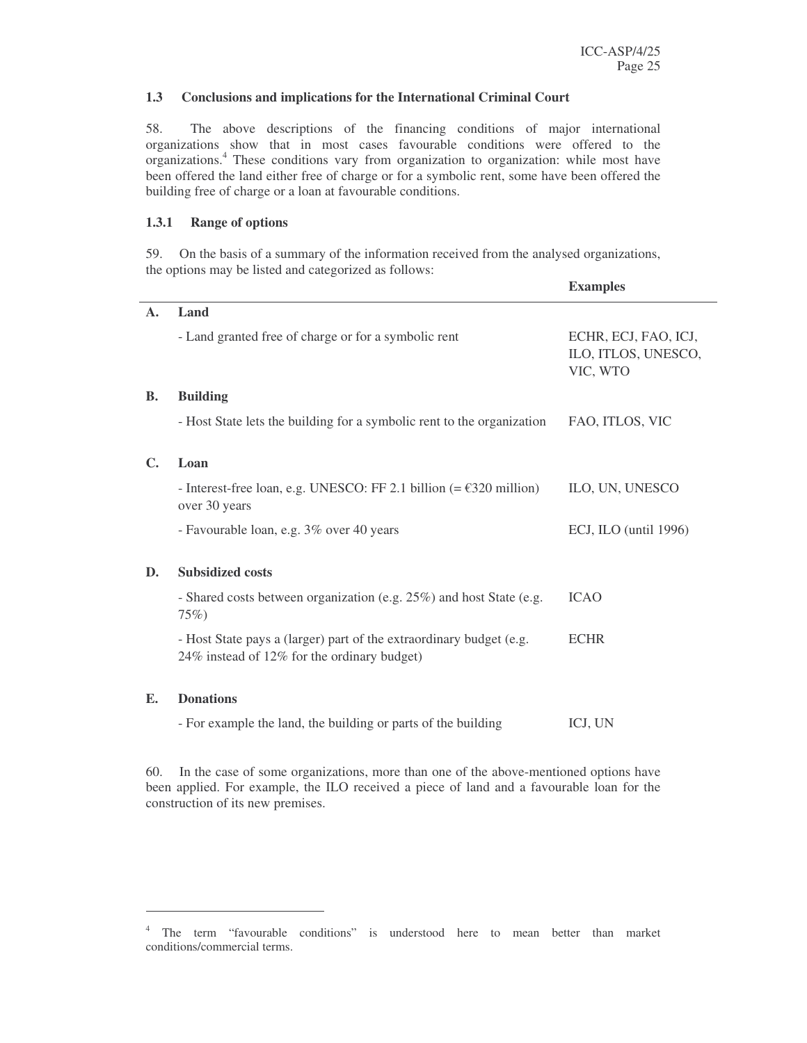### 1.3 Conclusions and implications for the International Criminal Court

58. The above descriptions of the financing conditions of major international organizations show that in most cases favourable conditions were offered to the organizations.[4] These conditions vary from organization to organization: while most have been offered the land either free of charge or for a symbolic rent, some have been offered the building free of charge or a loan at favourable conditions.

#### 1.3.1 Range of options

59. On the basis of a summary of the information received from the analysed organizations, the options may be listed and categorized as follows:

| | | **Examples** |
|---|---|---|
| **A.** | **Land** | |
| | - Land granted free of charge or for a symbolic rent | ECHR, ECJ, FAO, ICJ, ILO, ITLOS, UNESCO, VIC, WTO |
| **B.** | **Building** | |
| | - Host State lets the building for a symbolic rent to the organization | FAO, ITLOS, VIC |
| **C.** | **Loan** | |
| | - Interest-free loan, e.g. UNESCO: FF 2.1 billion (= €320 million) over 30 years | ILO, UN, UNESCO |
| | - Favourable loan, e.g. 3% over 40 years | ECJ, ILO (until 1996) |
| **D.** | **Subsidized costs** | |
| | - Shared costs between organization (e.g. 25%) and host State (e.g. 75%) | ICAO |
| | - Host State pays a (larger) part of the extraordinary budget (e.g. 24% instead of 12% for the ordinary budget) | ECHR |
| **E.** | **Donations** | |
| | - For example the land, the building or parts of the building | ICJ, UN |

60. In the case of some organizations, more than one of the above-mentioned options have been applied. For example, the ILO received a piece of land and a favourable loan for the construction of its new premises.

---

[4] The term "favourable conditions" is understood here to mean better than market conditions/commercial terms.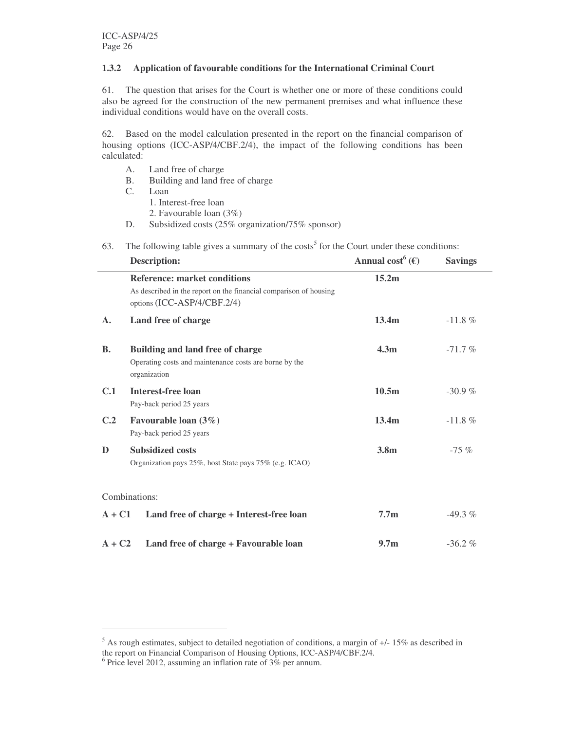### 1.3.2 Application of favourable conditions for the International Criminal Court

61. The question that arises for the Court is whether one or more of these conditions could also be agreed for the construction of the new permanent premises and what influence these individual conditions would have on the overall costs.

62. Based on the model calculation presented in the report on the financial comparison of housing options (ICC-ASP/4/CBF.2/4), the impact of the following conditions has been calculated:

- A. Land free of charge
- B. Building and land free of charge
- C. Loan
  1. Interest-free loan
  2. Favourable loan (3%)
- D. Subsidized costs (25% organization/75% sponsor)

63. The following table gives a summary of the costs[5] for the Court under these conditions:

| | Description: | Annual cost[6] (€) | Savings |
|---|---|---|---|
| | **Reference: market conditions**<br>As described in the report on the financial comparison of housing options (ICC-ASP/4/CBF.2/4) | **15.2m** | |
| **A.** | **Land free of charge** | **13.4m** | -11.8 % |
| **B.** | **Building and land free of charge**<br>Operating costs and maintenance costs are borne by the organization | **4.3m** | -71.7 % |
| **C.1** | **Interest-free loan**<br>Pay-back period 25 years | **10.5m** | -30.9 % |
| **C.2** | **Favourable loan (3%)**<br>Pay-back period 25 years | **13.4m** | -11.8 % |
| **D** | **Subsidized costs**<br>Organization pays 25%, host State pays 75% (e.g. ICAO) | **3.8m** | -75 % |
| Combinations: | | | |
| **A + C1** | **Land free of charge + Interest-free loan** | **7.7m** | -49.3 % |
| **A + C2** | **Land free of charge + Favourable loan** | **9.7m** | -36.2 % |

---

[5] As rough estimates, subject to detailed negotiation of conditions, a margin of +/- 15% as described in the report on Financial Comparison of Housing Options, ICC-ASP/4/CBF.2/4.

[6] Price level 2012, assuming an inflation rate of 3% per annum.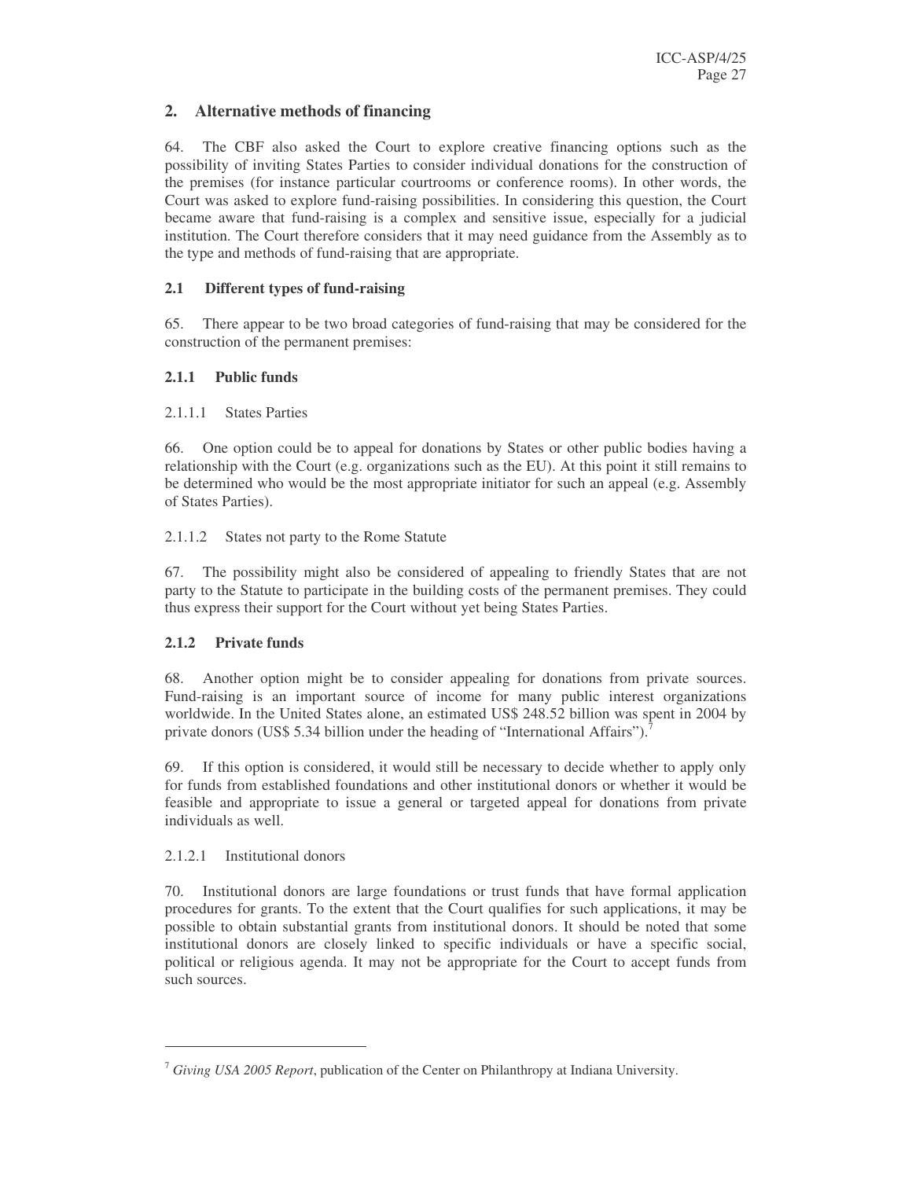## 2. Alternative methods of financing

64. The CBF also asked the Court to explore creative financing options such as the possibility of inviting States Parties to consider individual donations for the construction of the premises (for instance particular courtrooms or conference rooms). In other words, the Court was asked to explore fund-raising possibilities. In considering this question, the Court became aware that fund-raising is a complex and sensitive issue, especially for a judicial institution. The Court therefore considers that it may need guidance from the Assembly as to the type and methods of fund-raising that are appropriate.

### 2.1 Different types of fund-raising

65. There appear to be two broad categories of fund-raising that may be considered for the construction of the permanent premises:

#### 2.1.1 Public funds

2.1.1.1 States Parties

66. One option could be to appeal for donations by States or other public bodies having a relationship with the Court (e.g. organizations such as the EU). At this point it still remains to be determined who would be the most appropriate initiator for such an appeal (e.g. Assembly of States Parties).

2.1.1.2 States not party to the Rome Statute

67. The possibility might also be considered of appealing to friendly States that are not party to the Statute to participate in the building costs of the permanent premises. They could thus express their support for the Court without yet being States Parties.

#### 2.1.2 Private funds

68. Another option might be to consider appealing for donations from private sources. Fund-raising is an important source of income for many public interest organizations worldwide. In the United States alone, an estimated US$ 248.52 billion was spent in 2004 by private donors (US$ 5.34 billion under the heading of "International Affairs").[7]

69. If this option is considered, it would still be necessary to decide whether to apply only for funds from established foundations and other institutional donors or whether it would be feasible and appropriate to issue a general or targeted appeal for donations from private individuals as well.

2.1.2.1 Institutional donors

70. Institutional donors are large foundations or trust funds that have formal application procedures for grants. To the extent that the Court qualifies for such applications, it may be possible to obtain substantial grants from institutional donors. It should be noted that some institutional donors are closely linked to specific individuals or have a specific social, political or religious agenda. It may not be appropriate for the Court to accept funds from such sources.

---

[7] *Giving USA 2005 Report*, publication of the Center on Philanthropy at Indiana University.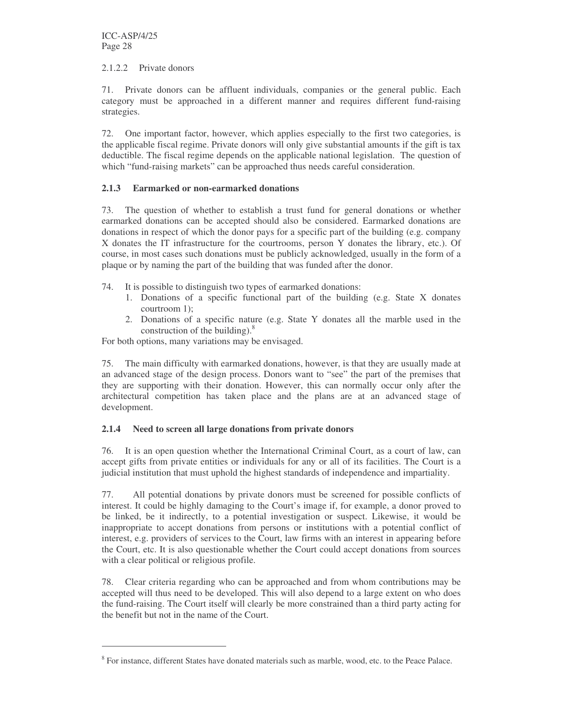2.1.2.2 Private donors

71. Private donors can be affluent individuals, companies or the general public. Each category must be approached in a different manner and requires different fund-raising strategies.

72. One important factor, however, which applies especially to the first two categories, is the applicable fiscal regime. Private donors will only give substantial amounts if the gift is tax deductible. The fiscal regime depends on the applicable national legislation. The question of which "fund-raising markets" can be approached thus needs careful consideration.

### 2.1.3 Earmarked or non-earmarked donations

73. The question of whether to establish a trust fund for general donations or whether earmarked donations can be accepted should also be considered. Earmarked donations are donations in respect of which the donor pays for a specific part of the building (e.g. company X donates the IT infrastructure for the courtrooms, person Y donates the library, etc.). Of course, in most cases such donations must be publicly acknowledged, usually in the form of a plaque or by naming the part of the building that was funded after the donor.

74. It is possible to distinguish two types of earmarked donations:

1. Donations of a specific functional part of the building (e.g. State X donates courtroom 1);
2. Donations of a specific nature (e.g. State Y donates all the marble used in the construction of the building).[8]

For both options, many variations may be envisaged.

75. The main difficulty with earmarked donations, however, is that they are usually made at an advanced stage of the design process. Donors want to "see" the part of the premises that they are supporting with their donation. However, this can normally occur only after the architectural competition has taken place and the plans are at an advanced stage of development.

### 2.1.4 Need to screen all large donations from private donors

76. It is an open question whether the International Criminal Court, as a court of law, can accept gifts from private entities or individuals for any or all of its facilities. The Court is a judicial institution that must uphold the highest standards of independence and impartiality.

77. All potential donations by private donors must be screened for possible conflicts of interest. It could be highly damaging to the Court's image if, for example, a donor proved to be linked, be it indirectly, to a potential investigation or suspect. Likewise, it would be inappropriate to accept donations from persons or institutions with a potential conflict of interest, e.g. providers of services to the Court, law firms with an interest in appearing before the Court, etc. It is also questionable whether the Court could accept donations from sources with a clear political or religious profile.

78. Clear criteria regarding who can be approached and from whom contributions may be accepted will thus need to be developed. This will also depend to a large extent on who does the fund-raising. The Court itself will clearly be more constrained than a third party acting for the benefit but not in the name of the Court.

---

[8] For instance, different States have donated materials such as marble, wood, etc. to the Peace Palace.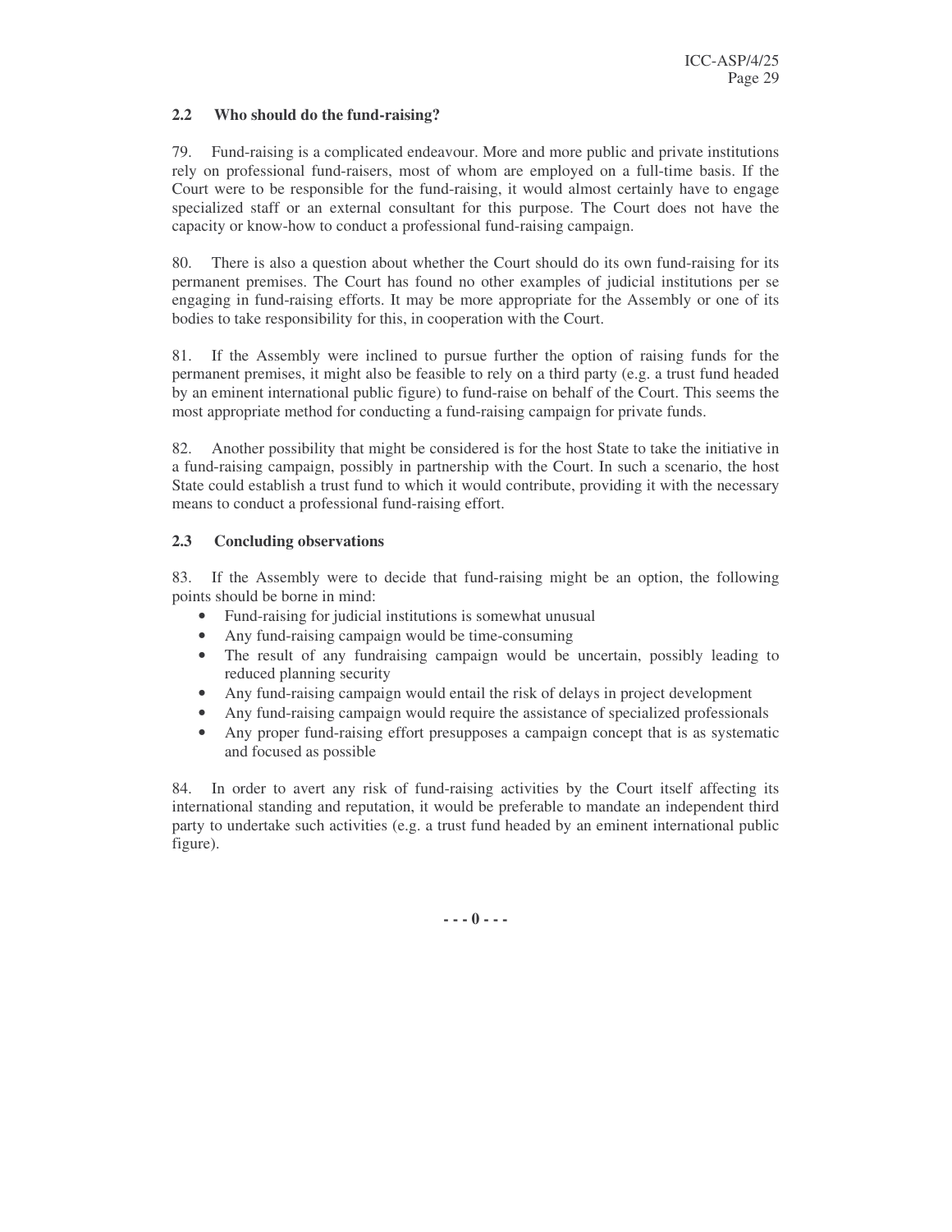### 2.2 Who should do the fund-raising?

79. Fund-raising is a complicated endeavour. More and more public and private institutions rely on professional fund-raisers, most of whom are employed on a full-time basis. If the Court were to be responsible for the fund-raising, it would almost certainly have to engage specialized staff or an external consultant for this purpose. The Court does not have the capacity or know-how to conduct a professional fund-raising campaign.

80. There is also a question about whether the Court should do its own fund-raising for its permanent premises. The Court has found no other examples of judicial institutions per se engaging in fund-raising efforts. It may be more appropriate for the Assembly or one of its bodies to take responsibility for this, in cooperation with the Court.

81. If the Assembly were inclined to pursue further the option of raising funds for the permanent premises, it might also be feasible to rely on a third party (e.g. a trust fund headed by an eminent international public figure) to fund-raise on behalf of the Court. This seems the most appropriate method for conducting a fund-raising campaign for private funds.

82. Another possibility that might be considered is for the host State to take the initiative in a fund-raising campaign, possibly in partnership with the Court. In such a scenario, the host State could establish a trust fund to which it would contribute, providing it with the necessary means to conduct a professional fund-raising effort.

### 2.3 Concluding observations

83. If the Assembly were to decide that fund-raising might be an option, the following points should be borne in mind:

- Fund-raising for judicial institutions is somewhat unusual
- Any fund-raising campaign would be time-consuming
- The result of any fundraising campaign would be uncertain, possibly leading to reduced planning security
- Any fund-raising campaign would entail the risk of delays in project development
- Any fund-raising campaign would require the assistance of specialized professionals
- Any proper fund-raising effort presupposes a campaign concept that is as systematic and focused as possible

84. In order to avert any risk of fund-raising activities by the Court itself affecting its international standing and reputation, it would be preferable to mandate an independent third party to undertake such activities (e.g. a trust fund headed by an eminent international public figure).

**- - - 0 - - -**